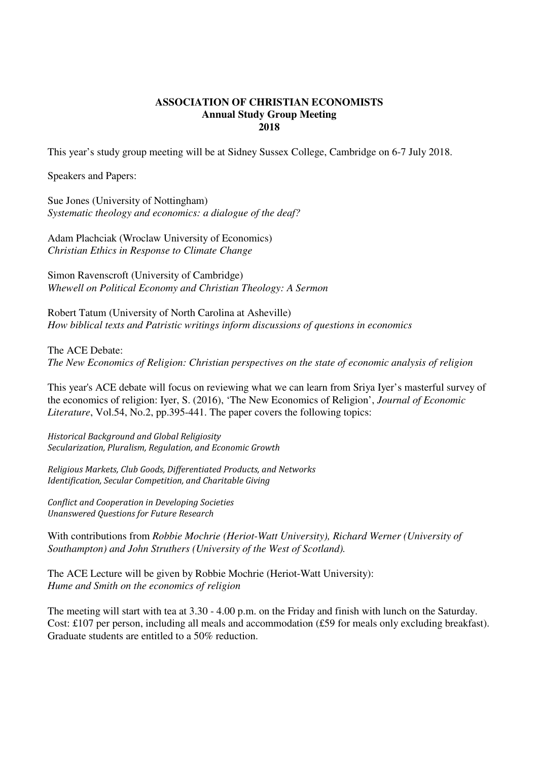**ASSOCIATION OF CHRISTIAN ECONOMISTS**
**Annual Study Group Meeting**
**2018**

This year's study group meeting will be at Sidney Sussex College, Cambridge on 6-7 July 2018.

Speakers and Papers:

Sue Jones (University of Nottingham)
*Systematic theology and economics: a dialogue of the deaf?*

Adam Plachciak (Wroclaw University of Economics)
*Christian Ethics in Response to Climate Change*

Simon Ravenscroft (University of Cambridge)
*Whewell on Political Economy and Christian Theology: A Sermon*

Robert Tatum (University of North Carolina at Asheville)
*How biblical texts and Patristic writings inform discussions of questions in economics*

The ACE Debate:
*The New Economics of Religion: Christian perspectives on the state of economic analysis of religion*

This year's ACE debate will focus on reviewing what we can learn from Sriya Iyer's masterful survey of the economics of religion: Iyer, S. (2016), 'The New Economics of Religion', *Journal of Economic Literature*, Vol.54, No.2, pp.395-441. The paper covers the following topics:

*Historical Background and Global Religiosity*
*Secularization, Pluralism, Regulation, and Economic Growth*

*Religious Markets, Club Goods, Differentiated Products, and Networks*
*Identification, Secular Competition, and Charitable Giving*

*Conflict and Cooperation in Developing Societies*
*Unanswered Questions for Future Research*

With contributions from *Robbie Mochrie (Heriot-Watt University), Richard Werner (University of Southampton) and John Struthers (University of the West of Scotland).*

The ACE Lecture will be given by Robbie Mochrie (Heriot-Watt University):
*Hume and Smith on the economics of religion*

The meeting will start with tea at 3.30 - 4.00 p.m. on the Friday and finish with lunch on the Saturday. Cost: £107 per person, including all meals and accommodation (£59 for meals only excluding breakfast). Graduate students are entitled to a 50% reduction.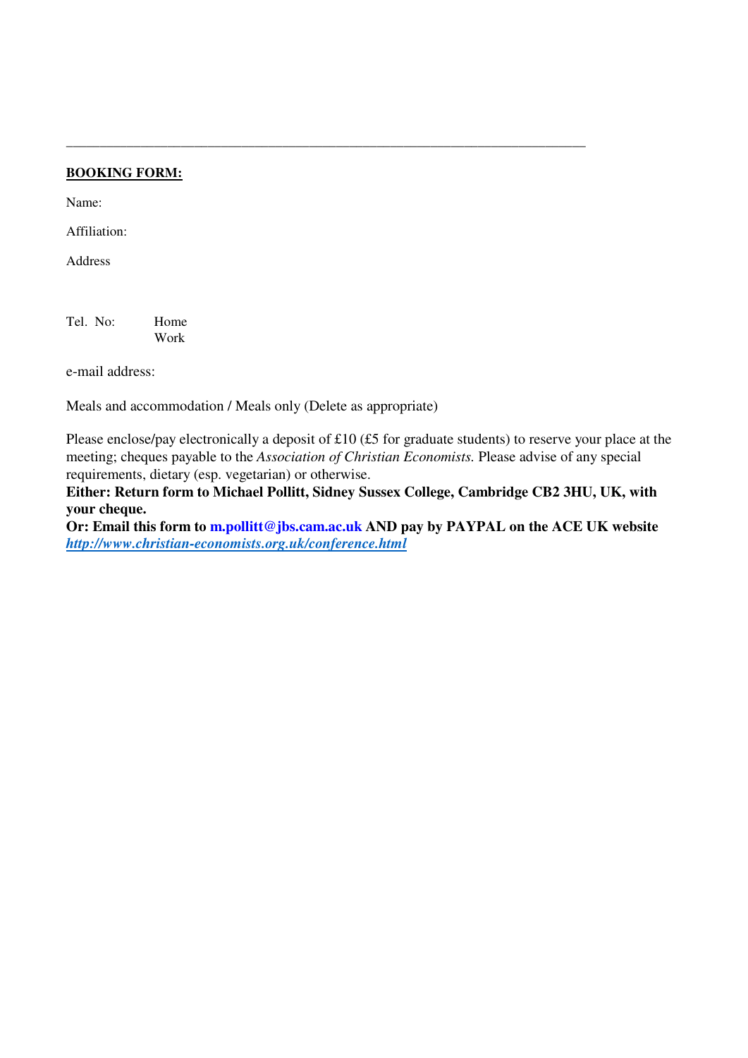---

**BOOKING FORM:**

Name:

Affiliation:

Address

Tel. No: Home
Work

e-mail address:

Meals and accommodation / Meals only (Delete as appropriate)

Please enclose/pay electronically a deposit of £10 (£5 for graduate students) to reserve your place at the meeting; cheques payable to the *Association of Christian Economists.* Please advise of any special requirements, dietary (esp. vegetarian) or otherwise.

**Either: Return form to Michael Pollitt, Sidney Sussex College, Cambridge CB2 3HU, UK, with your cheque.**

**Or: Email this form to m.pollitt@jbs.cam.ac.uk AND pay by PAYPAL on the ACE UK website** ***http://www.christian-economists.org.uk/conference.html***